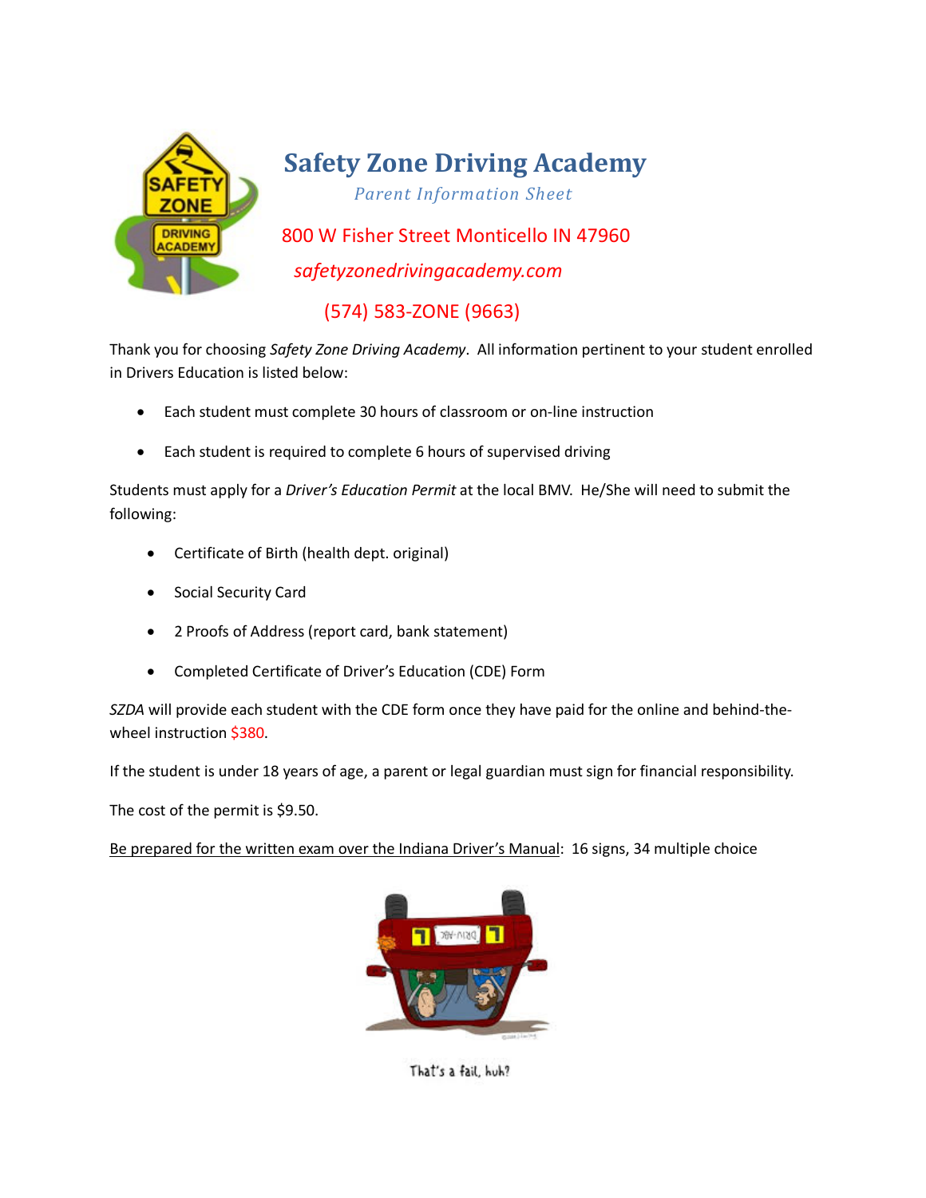# Safety Zone Driving Academy

*Parent Information Sheet*

800 W Fisher Street Monticello IN 47960

*safetyzonedrivingacademy.com*

(574) 583-ZONE (9663)

Thank you for choosing *Safety Zone Driving Academy*. All information pertinent to your student enrolled in Drivers Education is listed below:

- Each student must complete 30 hours of classroom or on-line instruction
- Each student is required to complete 6 hours of supervised driving

Students must apply for a *Driver's Education Permit* at the local BMV. He/She will need to submit the following:

- Certificate of Birth (health dept. original)
- Social Security Card
- 2 Proofs of Address (report card, bank statement)
- Completed Certificate of Driver's Education (CDE) Form

*SZDA* will provide each student with the CDE form once they have paid for the online and behind-the-wheel instruction $380.

If the student is under 18 years of age, a parent or legal guardian must sign for financial responsibility.

The cost of the permit is $9.50.

<u>Be prepared for the written exam over the Indiana Driver's Manual</u>: 16 signs, 34 multiple choice

That's a fail, huh?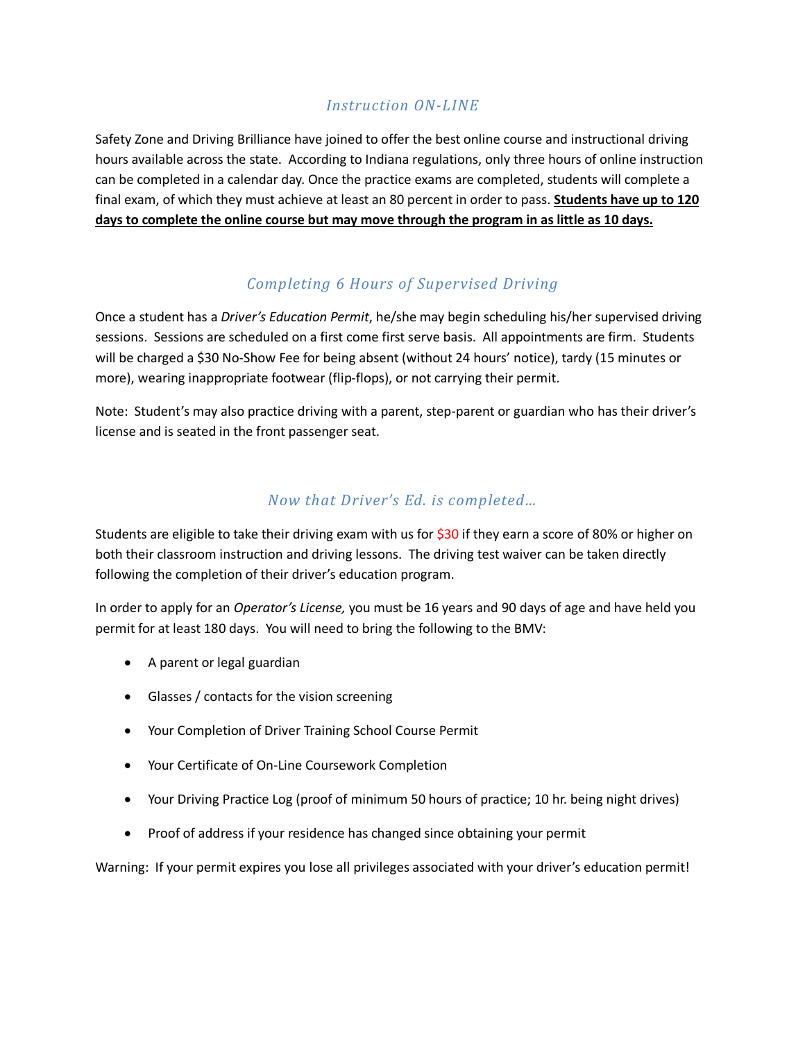## *Instruction ON-LINE*

Safety Zone and Driving Brilliance have joined to offer the best online course and instructional driving hours available across the state. According to Indiana regulations, only three hours of online instruction can be completed in a calendar day. Once the practice exams are completed, students will complete a final exam, of which they must achieve at least an 80 percent in order to pass. **Students have up to 120 days to complete the online course but may move through the program in as little as 10 days.**

## *Completing 6 Hours of Supervised Driving*

Once a student has a *Driver's Education Permit*, he/she may begin scheduling his/her supervised driving sessions. Sessions are scheduled on a first come first serve basis. All appointments are firm. Students will be charged a $30 No-Show Fee for being absent (without 24 hours' notice), tardy (15 minutes or more), wearing inappropriate footwear (flip-flops), or not carrying their permit.

Note: Student's may also practice driving with a parent, step-parent or guardian who has their driver's license and is seated in the front passenger seat.

## *Now that Driver's Ed. is completed…*

Students are eligible to take their driving exam with us for $30 if they earn a score of 80% or higher on both their classroom instruction and driving lessons. The driving test waiver can be taken directly following the completion of their driver's education program.

In order to apply for an *Operator's License,* you must be 16 years and 90 days of age and have held you permit for at least 180 days. You will need to bring the following to the BMV:

- A parent or legal guardian
- Glasses / contacts for the vision screening
- Your Completion of Driver Training School Course Permit
- Your Certificate of On-Line Coursework Completion
- Your Driving Practice Log (proof of minimum 50 hours of practice; 10 hr. being night drives)
- Proof of address if your residence has changed since obtaining your permit

Warning: If your permit expires you lose all privileges associated with your driver's education permit!